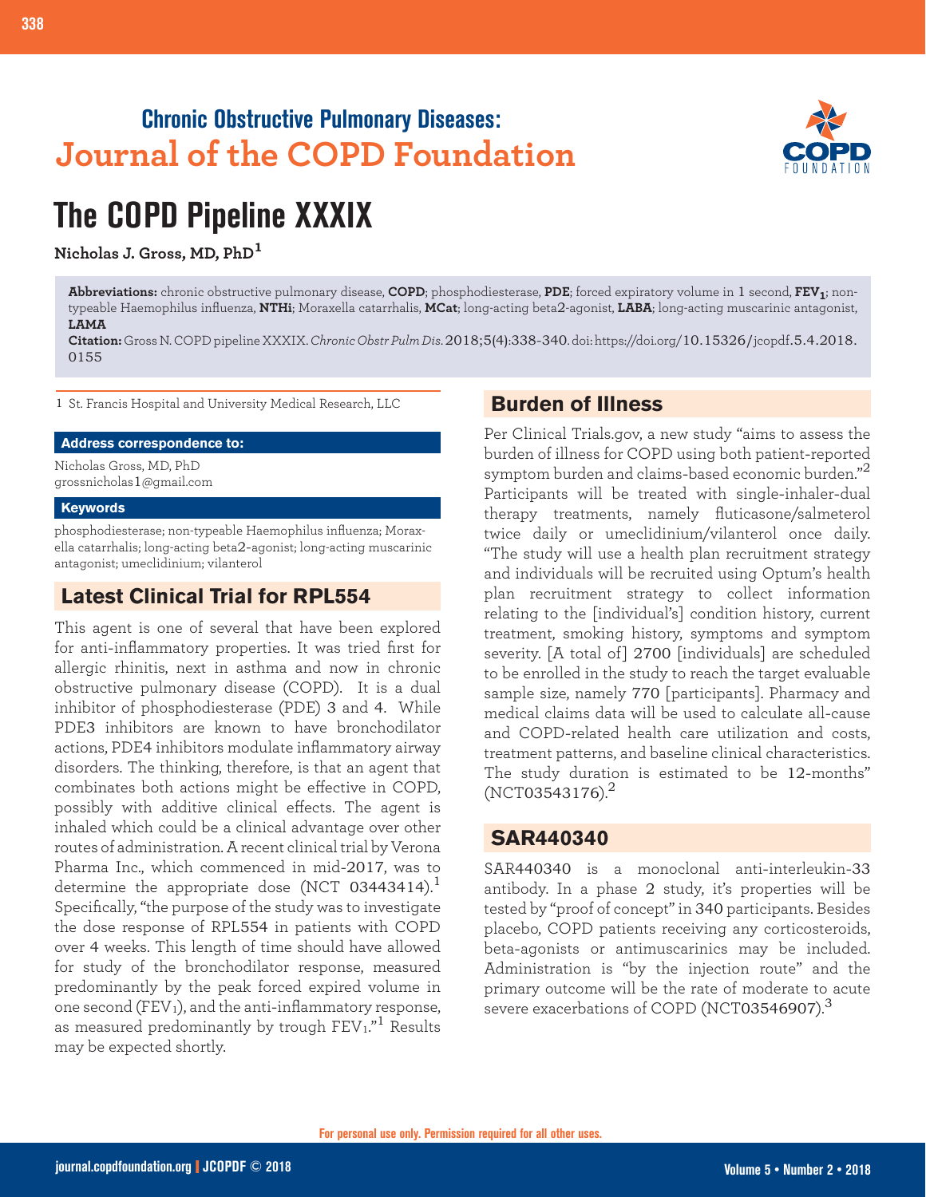# Chronic Obstructive Pulmonary Diseases: Journal of the COPD Foundation

# The COPD Pipeline XXXIX

**Nicholas J. Gross, MD, PhD**[1]

**Abbreviations:** chronic obstructive pulmonary disease, **COPD**; phosphodiesterase, **PDE**; forced expiratory volume in 1 second, **$FEV_1$**; non-typeable Haemophilus influenza, **NTHi**; Moraxella catarrhalis, **MCat**; long-acting beta2-agonist, **LABA**; long-acting muscarinic antagonist, **LAMA**

**Citation:** Gross N. COPD pipeline XXXIX. *Chronic Obstr Pulm Dis.* 2018;5(4):338-340. doi: https://doi.org/10.15326/jcopdf.5.4.2018.0155

1 St. Francis Hospital and University Medical Research, LLC

**Address correspondence to:**

Nicholas Gross, MD, PhD
grossnicholas1@gmail.com

**Keywords**

phosphodiesterase; non-typeable Haemophilus influenza; Moraxella catarrhalis; long-acting beta2-agonist; long-acting muscarinic antagonist; umeclidinium; vilanterol

## Latest Clinical Trial for RPL554

This agent is one of several that have been explored for anti-inflammatory properties. It was tried first for allergic rhinitis, next in asthma and now in chronic obstructive pulmonary disease (COPD). It is a dual inhibitor of phosphodiesterase (PDE) 3 and 4. While PDE3 inhibitors are known to have bronchodilator actions, PDE4 inhibitors modulate inflammatory airway disorders. The thinking, therefore, is that an agent that combinates both actions might be effective in COPD, possibly with additive clinical effects. The agent is inhaled which could be a clinical advantage over other routes of administration. A recent clinical trial by Verona Pharma Inc., which commenced in mid-2017, was to determine the appropriate dose (NCT 03443414).[1] Specifically, "the purpose of the study was to investigate the dose response of RPL554 in patients with COPD over 4 weeks. This length of time should have allowed for study of the bronchodilator response, measured predominantly by the peak forced expired volume in one second ($FEV_1$), and the anti-inflammatory response, as measured predominantly by trough $FEV_1$."[1] Results may be expected shortly.

## Burden of Illness

Per Clinical Trials.gov, a new study "aims to assess the burden of illness for COPD using both patient-reported symptom burden and claims-based economic burden."[2] Participants will be treated with single-inhaler-dual therapy treatments, namely fluticasone/salmeterol twice daily or umeclidinium/vilanterol once daily. "The study will use a health plan recruitment strategy and individuals will be recruited using Optum's health plan recruitment strategy to collect information relating to the [individual's] condition history, current treatment, smoking history, symptoms and symptom severity. [A total of] 2700 [individuals] are scheduled to be enrolled in the study to reach the target evaluable sample size, namely 770 [participants]. Pharmacy and medical claims data will be used to calculate all-cause and COPD-related health care utilization and costs, treatment patterns, and baseline clinical characteristics. The study duration is estimated to be 12-months" (NCT03543176).[2]

## SAR440340

SAR440340 is a monoclonal anti-interleukin-33 antibody. In a phase 2 study, it's properties will be tested by "proof of concept" in 340 participants. Besides placebo, COPD patients receiving any corticosteroids, beta-agonists or antimuscarinics may be included. Administration is "by the injection route" and the primary outcome will be the rate of moderate to acute severe exacerbations of COPD (NCT03546907).[3]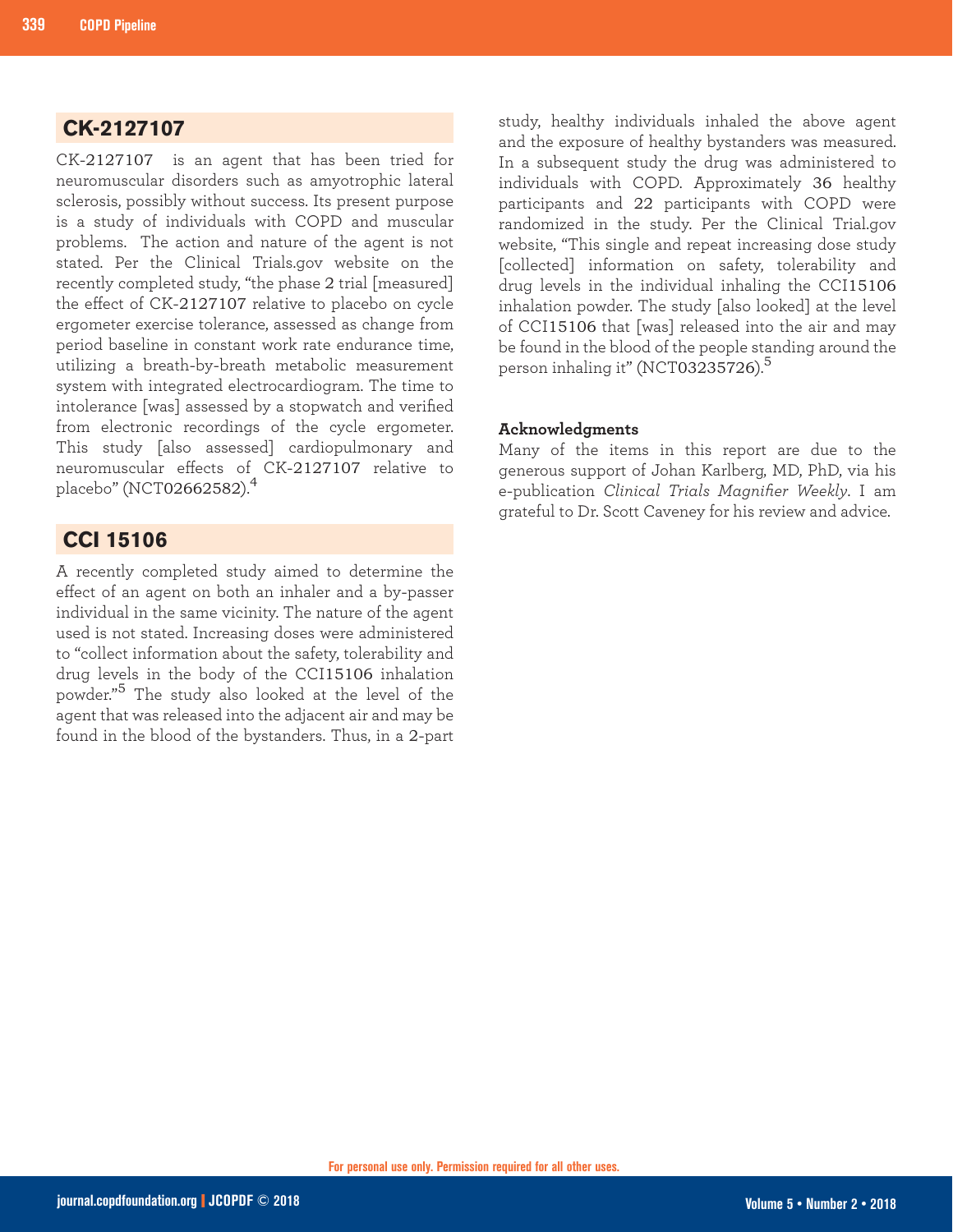## CK-2127107

CK-2127107 is an agent that has been tried for neuromuscular disorders such as amyotrophic lateral sclerosis, possibly without success. Its present purpose is a study of individuals with COPD and muscular problems. The action and nature of the agent is not stated. Per the Clinical Trials.gov website on the recently completed study, "the phase 2 trial [measured] the effect of CK-2127107 relative to placebo on cycle ergometer exercise tolerance, assessed as change from period baseline in constant work rate endurance time, utilizing a breath-by-breath metabolic measurement system with integrated electrocardiogram. The time to intolerance [was] assessed by a stopwatch and verified from electronic recordings of the cycle ergometer. This study [also assessed] cardiopulmonary and neuromuscular effects of CK-2127107 relative to placebo" (NCT02662582).[4]

## CCI 15106

A recently completed study aimed to determine the effect of an agent on both an inhaler and a by-passer individual in the same vicinity. The nature of the agent used is not stated. Increasing doses were administered to "collect information about the safety, tolerability and drug levels in the body of the CCI15106 inhalation powder."[5] The study also looked at the level of the agent that was released into the adjacent air and may be found in the blood of the bystanders. Thus, in a 2-part study, healthy individuals inhaled the above agent and the exposure of healthy bystanders was measured. In a subsequent study the drug was administered to individuals with COPD. Approximately 36 healthy participants and 22 participants with COPD were randomized in the study. Per the Clinical Trial.gov website, "This single and repeat increasing dose study [collected] information on safety, tolerability and drug levels in the individual inhaling the CCI15106 inhalation powder. The study [also looked] at the level of CCI15106 that [was] released into the air and may be found in the blood of the people standing around the person inhaling it" (NCT03235726).[5]

**Acknowledgments**

Many of the items in this report are due to the generous support of Johan Karlberg, MD, PhD, via his e-publication *Clinical Trials Magnifier Weekly*. I am grateful to Dr. Scott Caveney for his review and advice.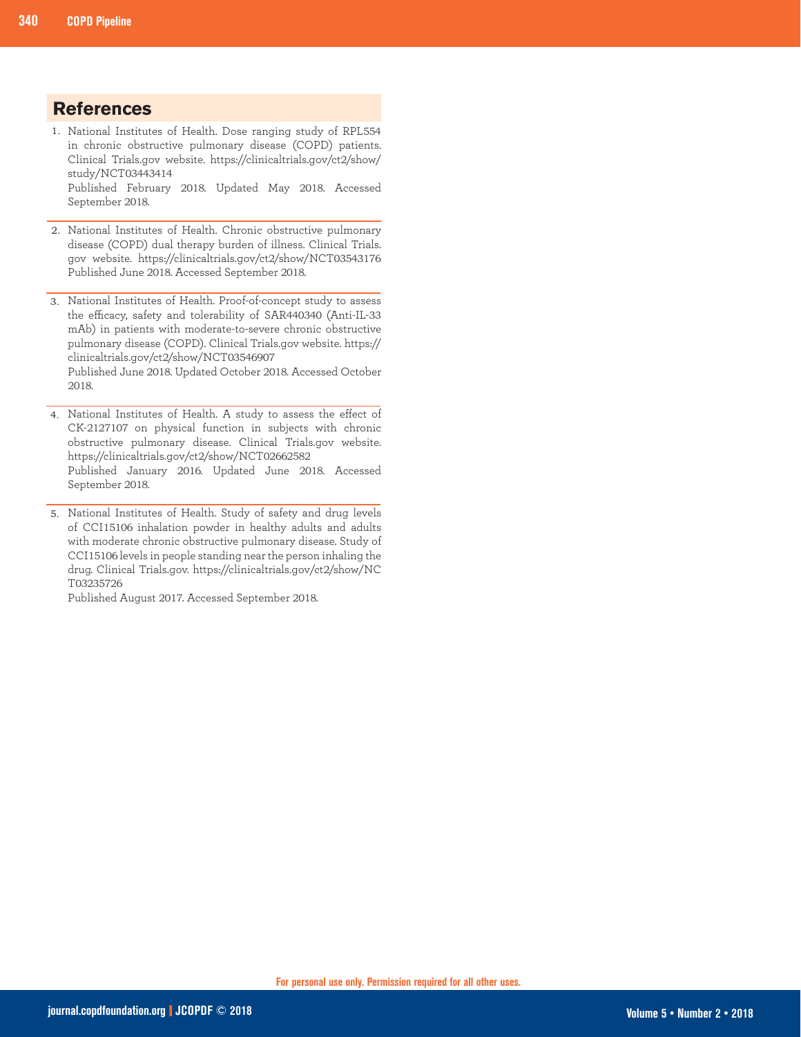## References

1. National Institutes of Health. Dose ranging study of RPL554 in chronic obstructive pulmonary disease (COPD) patients. Clinical Trials.gov website. https://clinicaltrials.gov/ct2/show/study/NCT03443414
   Published February 2018. Updated May 2018. Accessed September 2018.

2. National Institutes of Health. Chronic obstructive pulmonary disease (COPD) dual therapy burden of illness. Clinical Trials.gov website. https://clinicaltrials.gov/ct2/show/NCT03543176 Published June 2018. Accessed September 2018.

3. National Institutes of Health. Proof-of-concept study to assess the efficacy, safety and tolerability of SAR440340 (Anti-IL-33 mAb) in patients with moderate-to-severe chronic obstructive pulmonary disease (COPD). Clinical Trials.gov website. https://clinicaltrials.gov/ct2/show/NCT03546907
   Published June 2018. Updated October 2018. Accessed October 2018.

4. National Institutes of Health. A study to assess the effect of CK-2127107 on physical function in subjects with chronic obstructive pulmonary disease. Clinical Trials.gov website. https://clinicaltrials.gov/ct2/show/NCT02662582
   Published January 2016. Updated June 2018. Accessed September 2018.

5. National Institutes of Health. Study of safety and drug levels of CCI15106 inhalation powder in healthy adults and adults with moderate chronic obstructive pulmonary disease. Study of CCI15106 levels in people standing near the person inhaling the drug. Clinical Trials.gov. https://clinicaltrials.gov/ct2/show/NCT03235726
   Published August 2017. Accessed September 2018.

For personal use only. Permission required for all other uses.